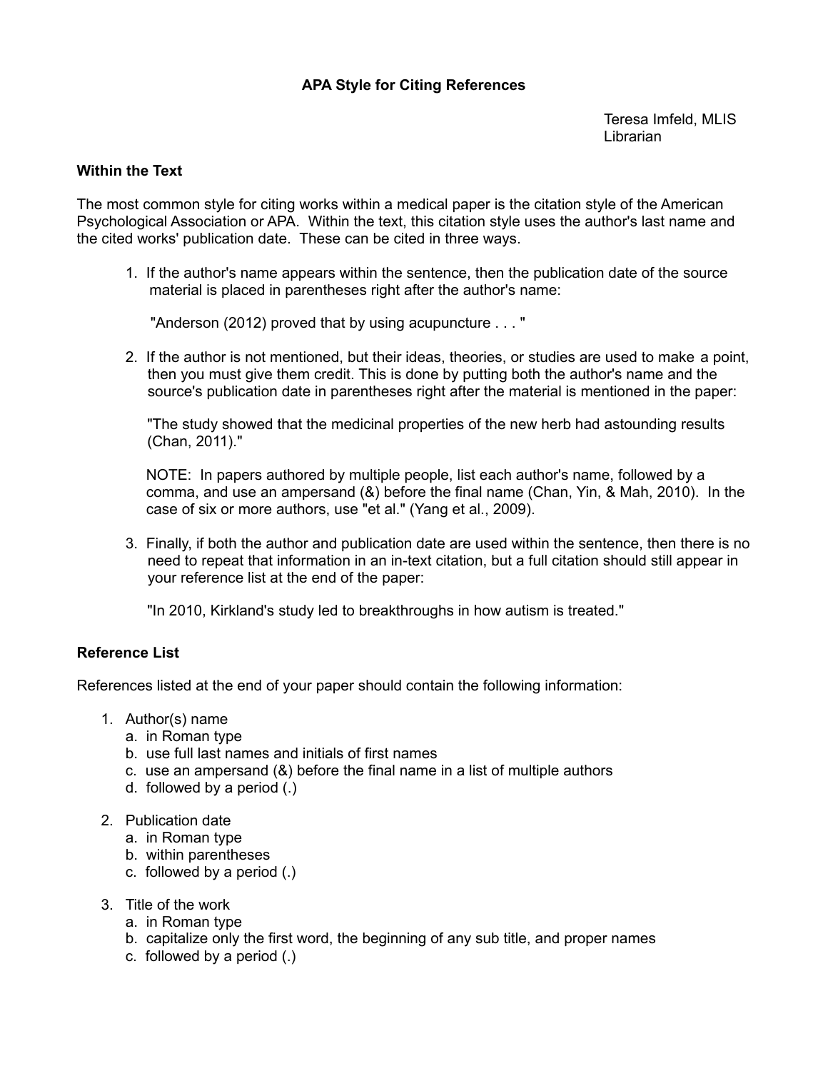# APA Style for Citing References

Teresa Imfeld, MLIS
Librarian

## Within the Text

The most common style for citing works within a medical paper is the citation style of the American Psychological Association or APA. Within the text, this citation style uses the author's last name and the cited works' publication date. These can be cited in three ways.

1. If the author's name appears within the sentence, then the publication date of the source material is placed in parentheses right after the author's name:

   "Anderson (2012) proved that by using acupuncture . . . "

2. If the author is not mentioned, but their ideas, theories, or studies are used to make a point, then you must give them credit. This is done by putting both the author's name and the source's publication date in parentheses right after the material is mentioned in the paper:

   "The study showed that the medicinal properties of the new herb had astounding results (Chan, 2011)."

   NOTE: In papers authored by multiple people, list each author's name, followed by a comma, and use an ampersand (&) before the final name (Chan, Yin, & Mah, 2010). In the case of six or more authors, use "et al." (Yang et al., 2009).

3. Finally, if both the author and publication date are used within the sentence, then there is no need to repeat that information in an in-text citation, but a full citation should still appear in your reference list at the end of the paper:

   "In 2010, Kirkland's study led to breakthroughs in how autism is treated."

## Reference List

References listed at the end of your paper should contain the following information:

1. Author(s) name
   a. in Roman type
   b. use full last names and initials of first names
   c. use an ampersand (&) before the final name in a list of multiple authors
   d. followed by a period (.)

2. Publication date
   a. in Roman type
   b. within parentheses
   c. followed by a period (.)

3. Title of the work
   a. in Roman type
   b. capitalize only the first word, the beginning of any sub title, and proper names
   c. followed by a period (.)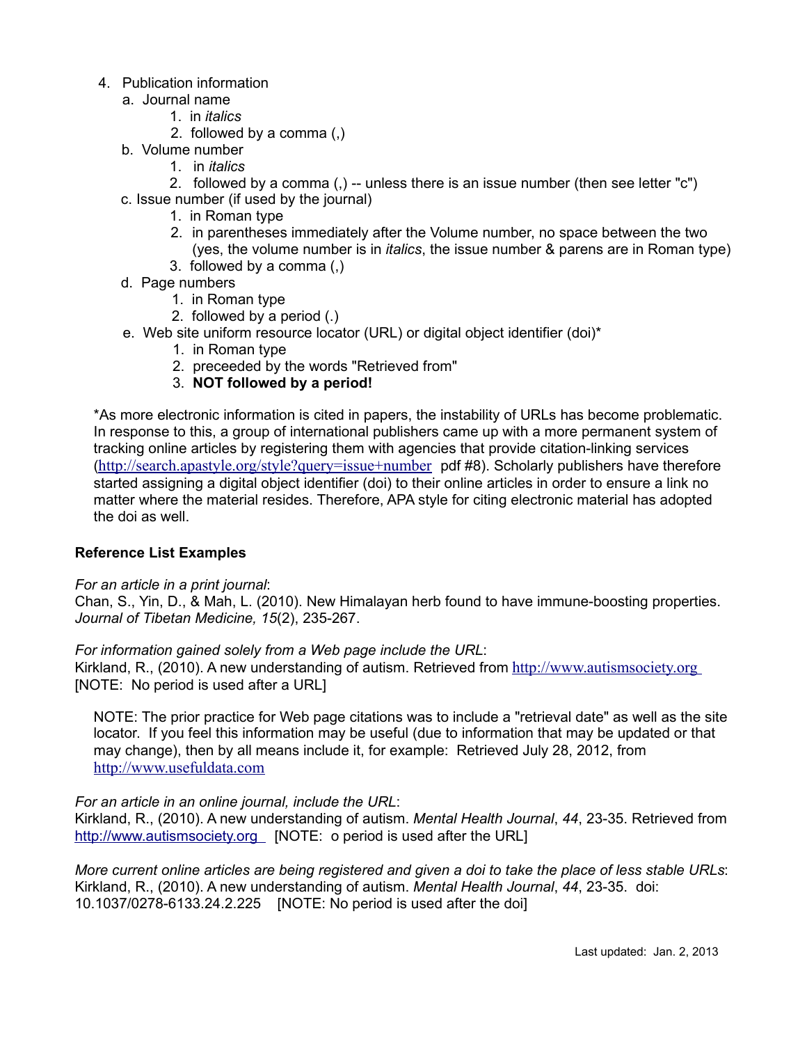4. Publication information
   a. Journal name
      1. in *italics*
      2. followed by a comma (,)
   b. Volume number
      1. in *italics*
      2. followed by a comma (,) -- unless there is an issue number (then see letter "c")
   c. Issue number (if used by the journal)
      1. in Roman type
      2. in parentheses immediately after the Volume number, no space between the two (yes, the volume number is in *italics*, the issue number & parens are in Roman type)
      3. followed by a comma (,)
   d. Page numbers
      1. in Roman type
      2. followed by a period (.)
   e. Web site uniform resource locator (URL) or digital object identifier (doi)*
      1. in Roman type
      2. preceeded by the words "Retrieved from"
      3. **NOT followed by a period!**

*As more electronic information is cited in papers, the instability of URLs has become problematic. In response to this, a group of international publishers came up with a more permanent system of tracking online articles by registering them with agencies that provide citation-linking services (http://search.apastyle.org/style?query=issue+number pdf #8). Scholarly publishers have therefore started assigning a digital object identifier (doi) to their online articles in order to ensure a link no matter where the material resides. Therefore, APA style for citing electronic material has adopted the doi as well.

**Reference List Examples**

*For an article in a print journal*:
Chan, S., Yin, D., & Mah, L. (2010). New Himalayan herb found to have immune-boosting properties. *Journal of Tibetan Medicine, 15*(2), 235-267.

*For information gained solely from a Web page include the URL*:
Kirkland, R., (2010). A new understanding of autism. Retrieved from http://www.autismsociety.org
[NOTE: No period is used after a URL]

NOTE: The prior practice for Web page citations was to include a "retrieval date" as well as the site locator. If you feel this information may be useful (due to information that may be updated or that may change), then by all means include it, for example: Retrieved July 28, 2012, from http://www.usefuldata.com

*For an article in an online journal, include the URL*:
Kirkland, R., (2010). A new understanding of autism. *Mental Health Journal*, *44*, 23-35. Retrieved from http://www.autismsociety.org [NOTE: o period is used after the URL]

*More current online articles are being registered and given a doi to take the place of less stable URLs*:
Kirkland, R., (2010). A new understanding of autism. *Mental Health Journal*, *44*, 23-35. doi: 10.1037/0278-6133.24.2.225 [NOTE: No period is used after the doi]

Last updated: Jan. 2, 2013